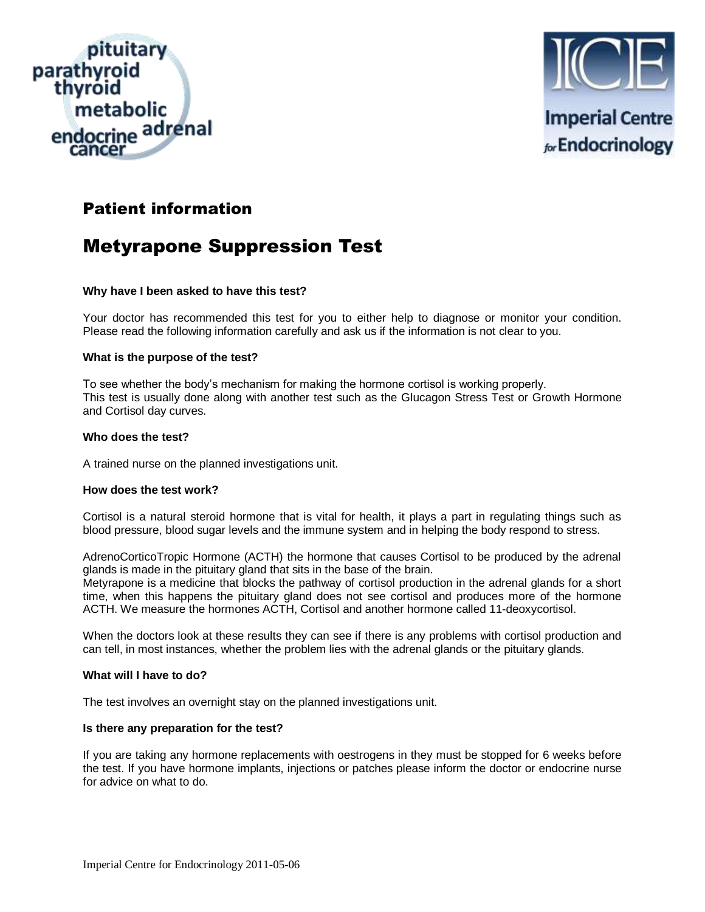## Patient information

# Metyrapone Suppression Test

**Why have I been asked to have this test?**

Your doctor has recommended this test for you to either help to diagnose or monitor your condition. Please read the following information carefully and ask us if the information is not clear to you.

**What is the purpose of the test?**

To see whether the body's mechanism for making the hormone cortisol is working properly.
This test is usually done along with another test such as the Glucagon Stress Test or Growth Hormone and Cortisol day curves.

**Who does the test?**

A trained nurse on the planned investigations unit.

**How does the test work?**

Cortisol is a natural steroid hormone that is vital for health, it plays a part in regulating things such as blood pressure, blood sugar levels and the immune system and in helping the body respond to stress.

AdrenoCorticoTropic Hormone (ACTH) the hormone that causes Cortisol to be produced by the adrenal glands is made in the pituitary gland that sits in the base of the brain.
Metyrapone is a medicine that blocks the pathway of cortisol production in the adrenal glands for a short time, when this happens the pituitary gland does not see cortisol and produces more of the hormone ACTH. We measure the hormones ACTH, Cortisol and another hormone called 11-deoxycortisol.

When the doctors look at these results they can see if there is any problems with cortisol production and can tell, in most instances, whether the problem lies with the adrenal glands or the pituitary glands.

**What will I have to do?**

The test involves an overnight stay on the planned investigations unit.

**Is there any preparation for the test?**

If you are taking any hormone replacements with oestrogens in they must be stopped for 6 weeks before the test. If you have hormone implants, injections or patches please inform the doctor or endocrine nurse for advice on what to do.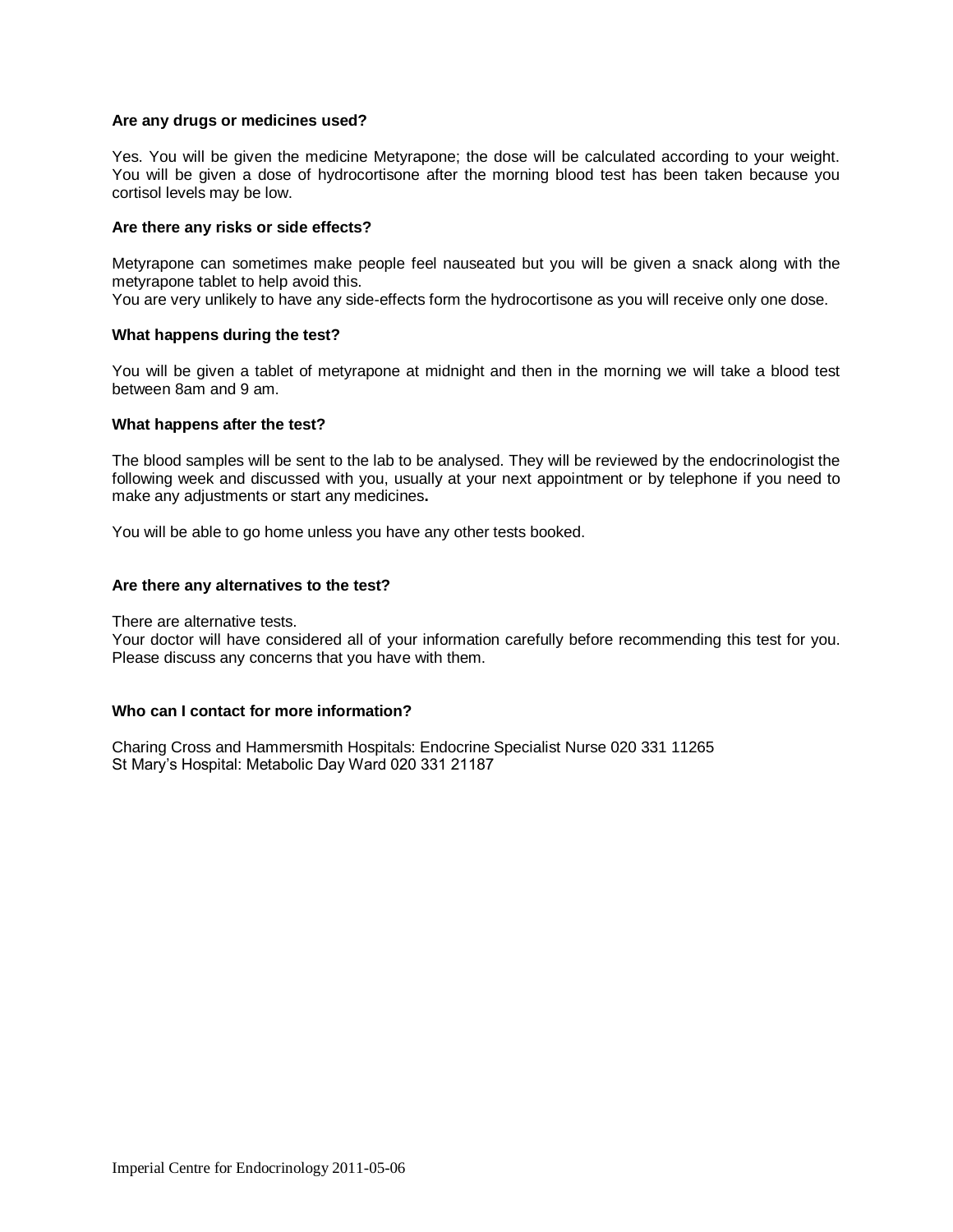**Are any drugs or medicines used?**

Yes. You will be given the medicine Metyrapone; the dose will be calculated according to your weight. You will be given a dose of hydrocortisone after the morning blood test has been taken because you cortisol levels may be low.

**Are there any risks or side effects?**

Metyrapone can sometimes make people feel nauseated but you will be given a snack along with the metyrapone tablet to help avoid this.

You are very unlikely to have any side-effects form the hydrocortisone as you will receive only one dose.

**What happens during the test?**

You will be given a tablet of metyrapone at midnight and then in the morning we will take a blood test between 8am and 9 am.

**What happens after the test?**

The blood samples will be sent to the lab to be analysed. They will be reviewed by the endocrinologist the following week and discussed with you, usually at your next appointment or by telephone if you need to make any adjustments or start any medicines**.**

You will be able to go home unless you have any other tests booked.

**Are there any alternatives to the test?**

There are alternative tests.

Your doctor will have considered all of your information carefully before recommending this test for you. Please discuss any concerns that you have with them.

**Who can I contact for more information?**

Charing Cross and Hammersmith Hospitals: Endocrine Specialist Nurse 020 331 11265

St Mary's Hospital: Metabolic Day Ward 020 331 21187